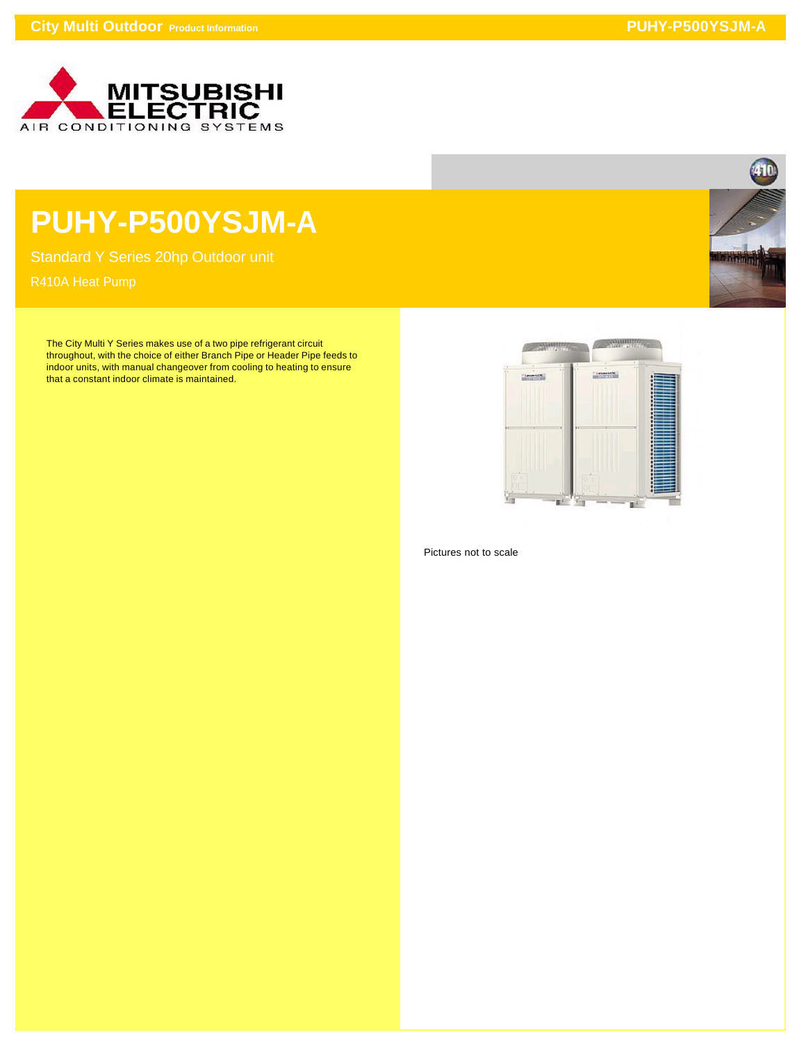# PUHY-P500YSJM-A

Standard Y Series 20hp Outdoor unit

R410A Heat Pump

The City Multi Y Series makes use of a two pipe refrigerant circuit throughout, with the choice of either Branch Pipe or Header Pipe feeds to indoor units, with manual changeover from cooling to heating to ensure that a constant indoor climate is maintained.

Pictures not to scale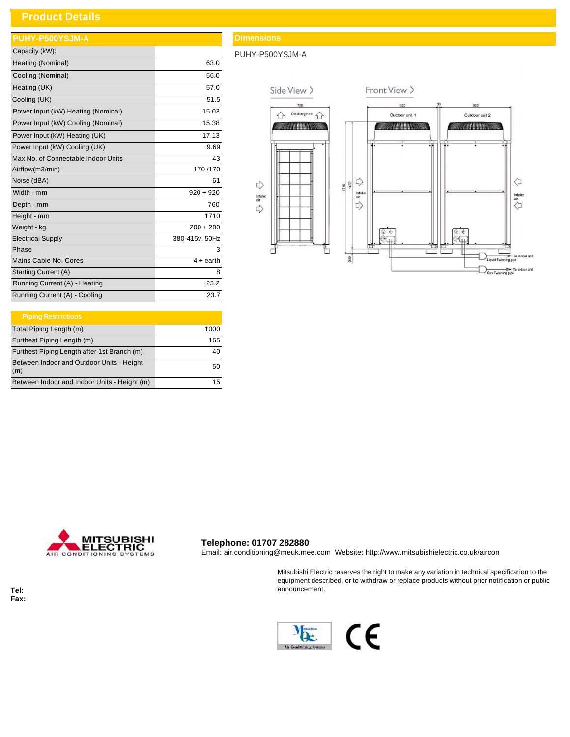# Product Details

## PUHY-P500YSJM-A

| | |
|---|---|
| Capacity (kW): | |
| Heating (Nominal) | 63.0 |
| Cooling (Nominal) | 56.0 |
| Heating (UK) | 57.0 |
| Cooling (UK) | 51.5 |
| Power Input (kW) Heating (Nominal) | 15.03 |
| Power Input (kW) Cooling (Nominal) | 15.38 |
| Power Input (kW) Heating (UK) | 17.13 |
| Power Input (kW) Cooling (UK) | 9.69 |
| Max No. of Connectable Indoor Units | 43 |
| Airflow(m3/min) | 170 /170 |
| Noise (dBA) | 61 |
| Width - mm | 920 + 920 |
| Depth - mm | 760 |
| Height - mm | 1710 |
| Weight - kg | 200 + 200 |
| Electrical Supply | 380-415v, 50Hz |
| Phase | 3 |
| Mains Cable No. Cores | 4 + earth |
| Starting Current (A) | 8 |
| Running Current (A) - Heating | 23.2 |
| Running Current (A) - Cooling | 23.7 |

## Piping Restrictions

| | |
|---|---|
| Total Piping Length (m) | 1000 |
| Furthest Piping Length (m) | 165 |
| Furthest Piping Length after 1st Branch (m) | 40 |
| Between Indoor and Outdoor Units - Height (m) | 50 |
| Between Indoor and Indoor Units - Height (m) | 15 |

## Dimensions

PUHY-P500YSJM-A

Side View
Front View
760
920
30
920
Discharge air
Outdoor unit 1
Outdoor unit 2
Intake air
Intake air
Intake air
1710
1650
(50)
To indoor unit
Liquid Twinning pipe
To indoor unit
Gas Twinning pipe

**Telephone: 01707 282880**
Email: air.conditioning@meuk.mee.com Website: http://www.mitsubishielectric.co.uk/aircon

Mitsubishi Electric reserves the right to make any variation in technical specification to the equipment described, or to withdraw or replace products without prior notification or public announcement.

**Tel:**
**Fax:**